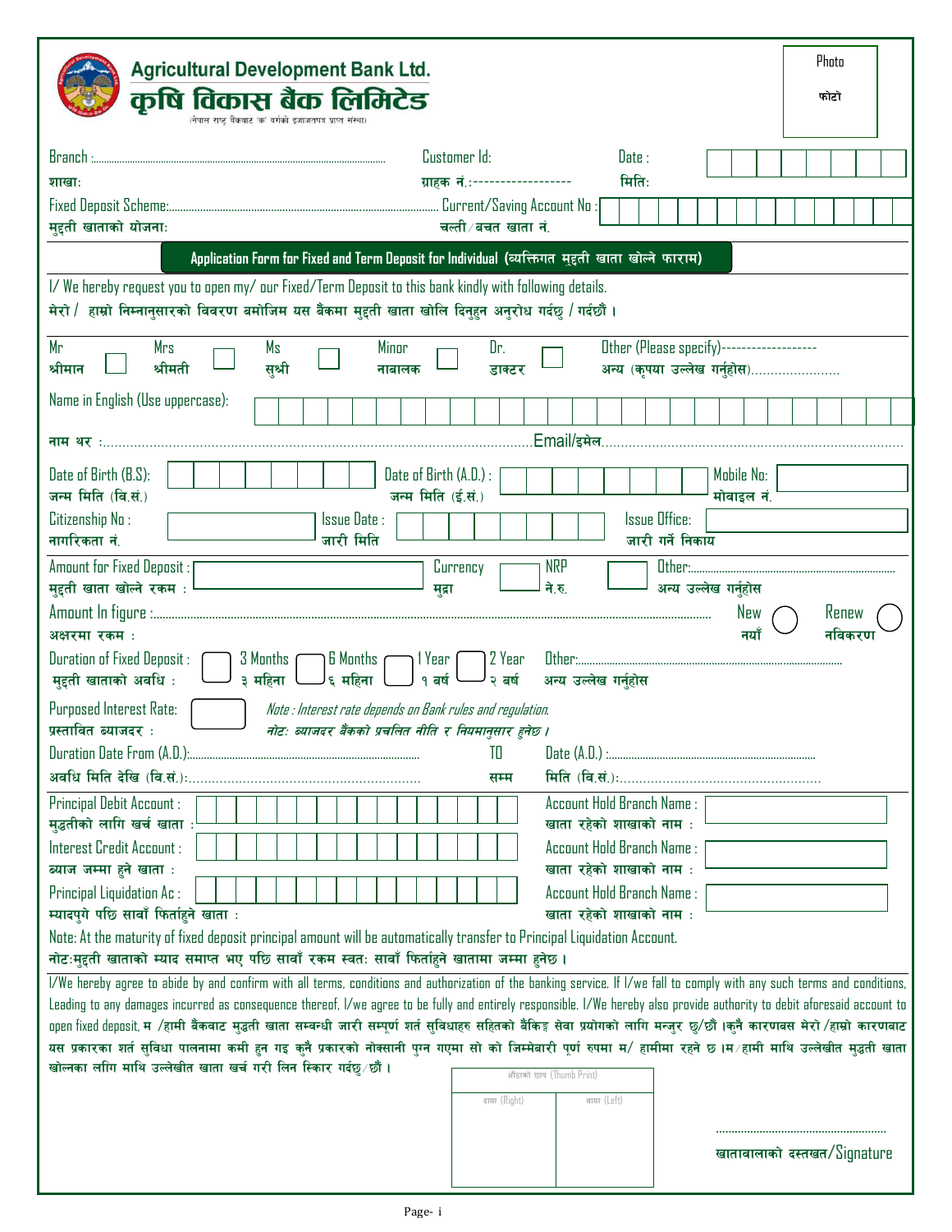# Agricultural Development Bank Ltd.

# कृषि विकास बैंक लिमिटेड

(नेपाल राष्ट्र बैंकबाट 'क' वर्गको इजाजतपत्र प्राप्त संस्था)

Photo
फोटो

Branch :............................................ 
शाखाः

Customer Id:
ग्राहक नं.:------------------

Date :
मितिः

Fixed Deposit Scheme:....................................................
मुद्दती खाताको योजनाः

Current/Saving Account No :
चल्ती / बचत खाता नं.

## Application Form for Fixed and Term Deposit for Individual (व्यक्तिगत मुद्दती खाता खोल्ने फाराम)

I/ We hereby request you to open my/ our Fixed/Term Deposit to this bank kindly with following details.
मेरो / हाम्रो निम्नानुसारको विवरण बमोजिम यस बैंकमा मुद्दती खाता खोलि दिनुहुन अनुरोध गर्दछु / गर्दछौं ।

Mr / श्रीमान ☐   Mrs / श्रीमती ☐   Ms / सुश्री ☐   Minor / नाबालक ☐   Dr. / डाक्टर ☐   Other (Please specify)------------------ / अन्य (कृपया उल्लेख गर्नुहोस).......................

Name in English (Use uppercase):

नाम थर :............................................................................ Email/इमेल.............................................................

Date of Birth (B.S): / जन्म मिति (वि.सं.)

Date of Birth (A.D.) : / जन्म मिति (ई.सं.)

Mobile No: / मोवाइल नं.

Citizenship No : / नागरिकता नं.

Issue Date : / जारी मिति

Issue Office: / जारी गर्ने निकाय

Amount for Fixed Deposit : / मुद्दती खाता खोल्ने रकम :

Currency / मुद्रा

NRP / ने.रु.

Other:.................................... / अन्य उल्लेख गर्नुहोस

Amount In figure :............................................................................
अक्षरमा रकम :

New / नयाँ ◯   Renew / नविकरण ◯

Duration of Fixed Deposit : / मुद्दती खाताको अवधि :   3 Months / ३ महिना ☐   6 Months / ६ महिना ☐   1 Year / १ बर्ष ☐   2 Year / २ बर्ष ☐   Other:.................................... / अन्य उल्लेख गर्नुहोस

Purposed Interest Rate: / प्रस्तावित ब्याजदर :

*Note : Interest rate depends on Bank rules and regulation.*
*नोटः ब्याजदर बैंकको प्रचलित नीति र नियमानुसार हुनेछ ।*

Duration Date From (A.D.):.............................................. TO Date (A.D.) :..............................................
अवधि मिति देखि (वि.सं.):.............................................. सम्म मिति (वि.सं.):..............................................

Principal Debit Account : / मुद्धतीको लागि खर्च खाता :

Account Hold Branch Name : / खाता रहेको शाखाको नाम :

Interest Credit Account : / ब्याज जम्मा हुने खाता :

Account Hold Branch Name : / खाता रहेको शाखाको नाम :

Principal Liquidation Ac : / म्यादपुगे पछि सावाँ फिर्ताहुने खाता :

Account Hold Branch Name : / खाता रहेको शाखाको नाम :

Note: At the maturity of fixed deposit principal amount will be automatically transfer to Principal Liquidation Account.
नोटःमुद्दती खाताको म्याद समाप्त भए पछि सावाँ रकम स्वतः सावाँ फिर्ताहुने खातामा जम्मा हुनेछ ।

I/We hereby agree to abide by and confirm with all terms, conditions and authorization of the banking service. If I/we fail to comply with any such terms and conditions, Leading to any damages incurred as consequence thereof, I/we agree to be fully and entirely responsible. I/We hereby also provide authority to debit aforesaid account to open fixed deposit. म /हामी बैंकबाट मुद्धती खाता सम्बन्धी जारी सम्पूर्ण शर्त सुविधाहरु सहितको बैंकिङ्ग सेवा प्रयोगको लागि मन्जुर छु/छौं ।कुनै कारणबस मेरो /हाम्रो कारणबाट यस प्रकारका शर्त सुविधा पालनामा कमी हुन गइ कुनै प्रकारको नोक्सानी पुग्न गएमा सो को जिम्मेबारी पूर्ण रुपमा म/ हामीमा रहने छ ।म/हामी माथि उल्लेखीत मुद्धती खाता खोल्नका लागि माथि उल्लेखीत खाता खर्च गरी लिन स्किार गर्दछु/छौं ।

| औंठाको छाप (Thumb Print) | |
|---|---|
| दायाँ (Right) | बायाँ (Left) |
| | |

........................................................
खातावालाको दस्तखत/Signature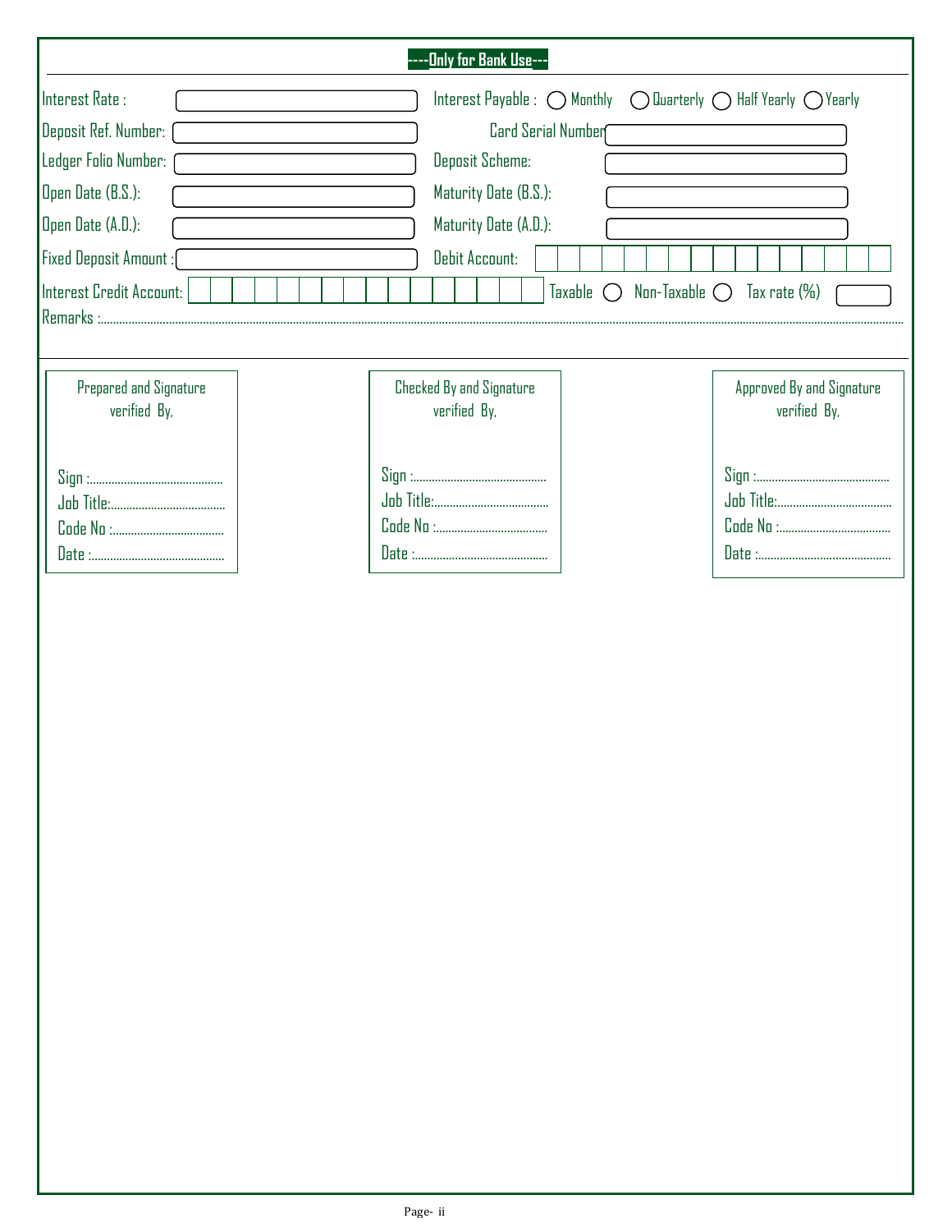## ----Only for Bank Use---

Interest Rate : 

Interest Payable : ◯ Monthly ◯ Quarterly ◯ Half Yearly ◯ Yearly

Deposit Ref. Number: 

Card Serial Number

Ledger Folio Number: 

Deposit Scheme:

Open Date (B.S.):

Maturity Date (B.S.):

Open Date (A.D.):

Maturity Date (A.D.):

Fixed Deposit Amount :

Debit Account:

Interest Credit Account:

Taxable ◯ Non-Taxable ◯ Tax rate (%)

Remarks :.......................................................................................................................................................................................................................................

| Prepared and Signature verified By, | Checked By and Signature verified By, | Approved By and Signature verified By, |
|---|---|---|
| Sign :........................................... | Sign :........................................... | Sign :........................................... |
| Job Title:..................................... | Job Title:..................................... | Job Title:..................................... |
| Code No :.................................... | Code No :.................................... | Code No :.................................... |
| Date :........................................... | Date :........................................... | Date :........................................... |